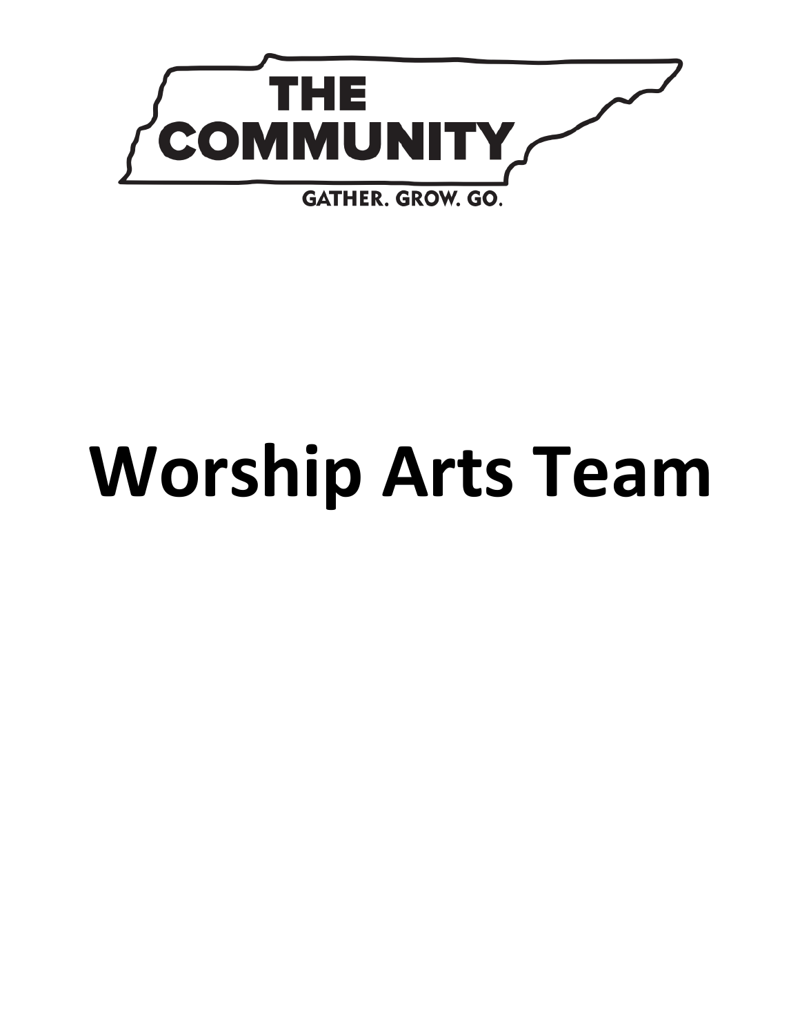THE COMMUNITY

GATHER. GROW. GO.

# Worship Arts Team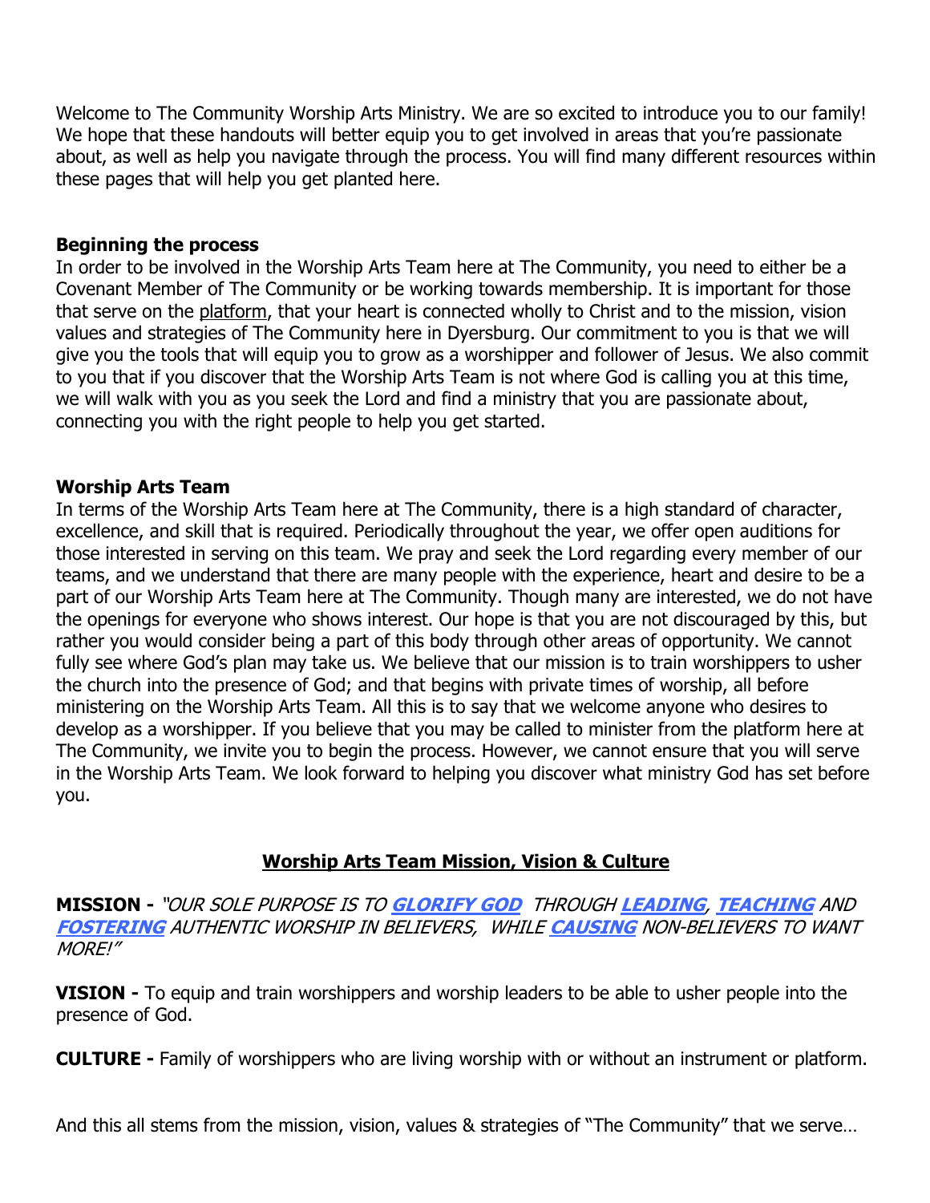Welcome to The Community Worship Arts Ministry. We are so excited to introduce you to our family! We hope that these handouts will better equip you to get involved in areas that you're passionate about, as well as help you navigate through the process. You will find many different resources within these pages that will help you get planted here.

**Beginning the process**

In order to be involved in the Worship Arts Team here at The Community, you need to either be a Covenant Member of The Community or be working towards membership. It is important for those that serve on the platform, that your heart is connected wholly to Christ and to the mission, vision values and strategies of The Community here in Dyersburg. Our commitment to you is that we will give you the tools that will equip you to grow as a worshipper and follower of Jesus. We also commit to you that if you discover that the Worship Arts Team is not where God is calling you at this time, we will walk with you as you seek the Lord and find a ministry that you are passionate about, connecting you with the right people to help you get started.

**Worship Arts Team**

In terms of the Worship Arts Team here at The Community, there is a high standard of character, excellence, and skill that is required. Periodically throughout the year, we offer open auditions for those interested in serving on this team. We pray and seek the Lord regarding every member of our teams, and we understand that there are many people with the experience, heart and desire to be a part of our Worship Arts Team here at The Community. Though many are interested, we do not have the openings for everyone who shows interest. Our hope is that you are not discouraged by this, but rather you would consider being a part of this body through other areas of opportunity. We cannot fully see where God's plan may take us. We believe that our mission is to train worshippers to usher the church into the presence of God; and that begins with private times of worship, all before ministering on the Worship Arts Team. All this is to say that we welcome anyone who desires to develop as a worshipper. If you believe that you may be called to minister from the platform here at The Community, we invite you to begin the process. However, we cannot ensure that you will serve in the Worship Arts Team. We look forward to helping you discover what ministry God has set before you.

## Worship Arts Team Mission, Vision & Culture

**MISSION -** *"OUR SOLE PURPOSE IS TO* ***GLORIFY GOD*** *THROUGH* ***LEADING***, ***TEACHING*** *AND* ***FOSTERING*** *AUTHENTIC WORSHIP IN BELIEVERS, WHILE* ***CAUSING*** *NON-BELIEVERS TO WANT MORE!"*

**VISION -** To equip and train worshippers and worship leaders to be able to usher people into the presence of God.

**CULTURE -** Family of worshippers who are living worship with or without an instrument or platform.

And this all stems from the mission, vision, values & strategies of "The Community" that we serve…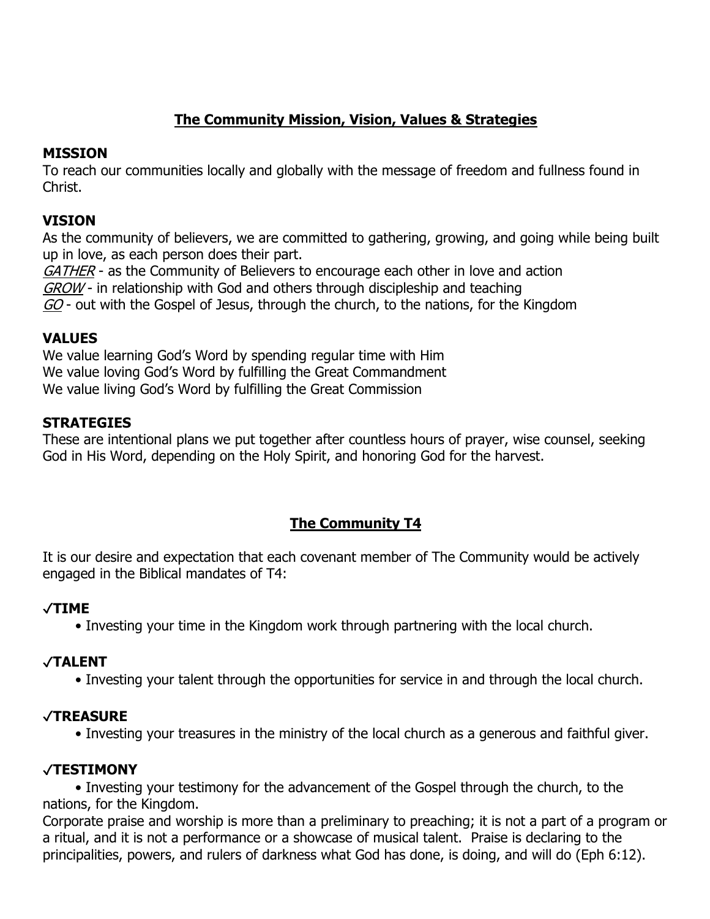## The Community Mission, Vision, Values & Strategies

**MISSION**

To reach our communities locally and globally with the message of freedom and fullness found in Christ.

**VISION**

As the community of believers, we are committed to gathering, growing, and going while being built up in love, as each person does their part.

*GATHER* - as the Community of Believers to encourage each other in love and action
*GROW* - in relationship with God and others through discipleship and teaching
*GO* - out with the Gospel of Jesus, through the church, to the nations, for the Kingdom

**VALUES**

We value learning God's Word by spending regular time with Him
We value loving God's Word by fulfilling the Great Commandment
We value living God's Word by fulfilling the Great Commission

**STRATEGIES**

These are intentional plans we put together after countless hours of prayer, wise counsel, seeking God in His Word, depending on the Holy Spirit, and honoring God for the harvest.

## The Community T4

It is our desire and expectation that each covenant member of The Community would be actively engaged in the Biblical mandates of T4:

**✓TIME**

- Investing your time in the Kingdom work through partnering with the local church.

**✓TALENT**

- Investing your talent through the opportunities for service in and through the local church.

**✓TREASURE**

- Investing your treasures in the ministry of the local church as a generous and faithful giver.

**✓TESTIMONY**

- Investing your testimony for the advancement of the Gospel through the church, to the nations, for the Kingdom.

Corporate praise and worship is more than a preliminary to preaching; it is not a part of a program or a ritual, and it is not a performance or a showcase of musical talent. Praise is declaring to the principalities, powers, and rulers of darkness what God has done, is doing, and will do (Eph 6:12).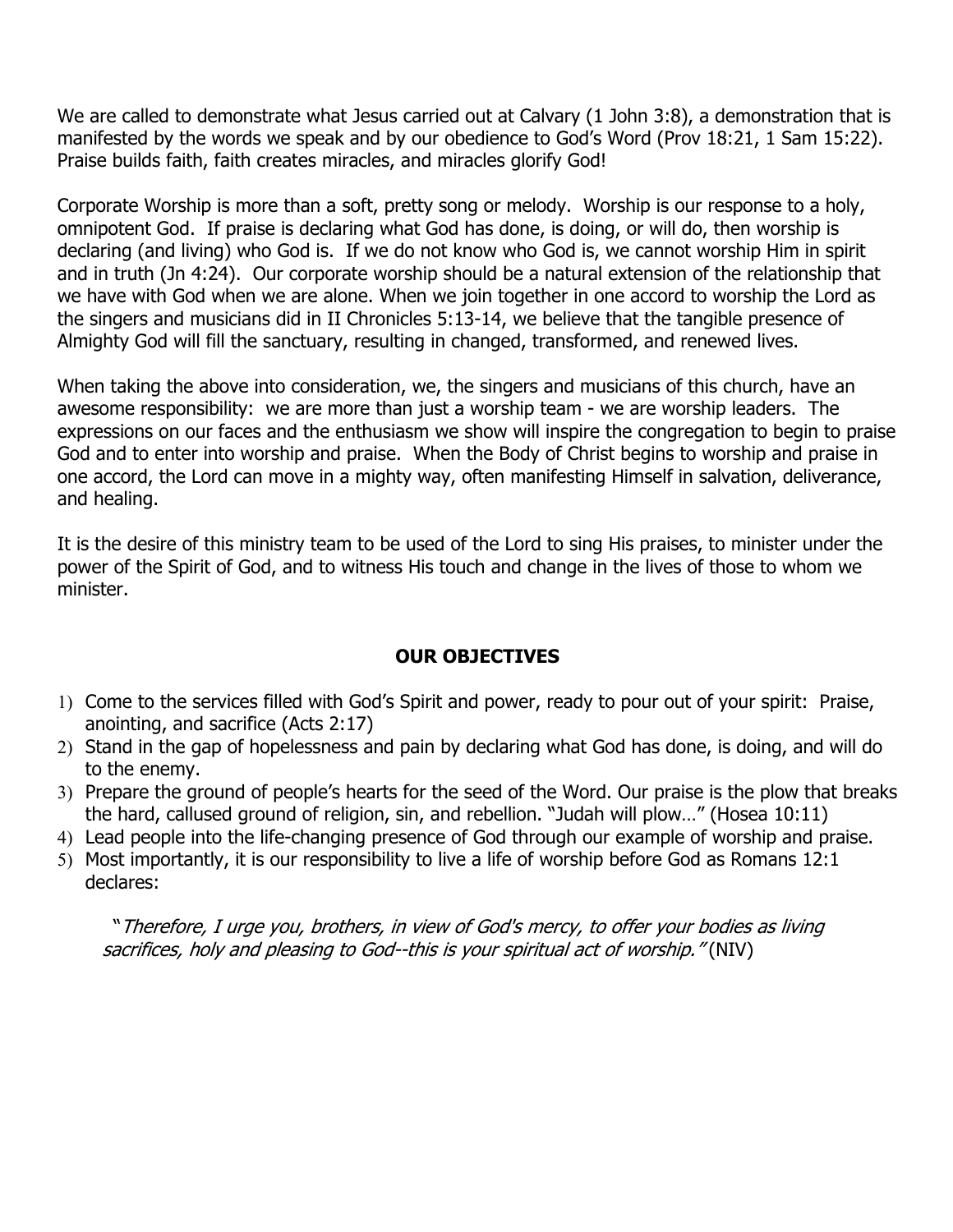We are called to demonstrate what Jesus carried out at Calvary (1 John 3:8), a demonstration that is manifested by the words we speak and by our obedience to God's Word (Prov 18:21, 1 Sam 15:22). Praise builds faith, faith creates miracles, and miracles glorify God!

Corporate Worship is more than a soft, pretty song or melody. Worship is our response to a holy, omnipotent God. If praise is declaring what God has done, is doing, or will do, then worship is declaring (and living) who God is. If we do not know who God is, we cannot worship Him in spirit and in truth (Jn 4:24). Our corporate worship should be a natural extension of the relationship that we have with God when we are alone. When we join together in one accord to worship the Lord as the singers and musicians did in II Chronicles 5:13-14, we believe that the tangible presence of Almighty God will fill the sanctuary, resulting in changed, transformed, and renewed lives.

When taking the above into consideration, we, the singers and musicians of this church, have an awesome responsibility: we are more than just a worship team - we are worship leaders. The expressions on our faces and the enthusiasm we show will inspire the congregation to begin to praise God and to enter into worship and praise. When the Body of Christ begins to worship and praise in one accord, the Lord can move in a mighty way, often manifesting Himself in salvation, deliverance, and healing.

It is the desire of this ministry team to be used of the Lord to sing His praises, to minister under the power of the Spirit of God, and to witness His touch and change in the lives of those to whom we minister.

## OUR OBJECTIVES

1) Come to the services filled with God's Spirit and power, ready to pour out of your spirit: Praise, anointing, and sacrifice (Acts 2:17)
2) Stand in the gap of hopelessness and pain by declaring what God has done, is doing, and will do to the enemy.
3) Prepare the ground of people's hearts for the seed of the Word. Our praise is the plow that breaks the hard, callused ground of religion, sin, and rebellion. "Judah will plow…" (Hosea 10:11)
4) Lead people into the life-changing presence of God through our example of worship and praise.
5) Most importantly, it is our responsibility to live a life of worship before God as Romans 12:1 declares:

   "*Therefore, I urge you, brothers, in view of God's mercy, to offer your bodies as living sacrifices, holy and pleasing to God--this is your spiritual act of worship."* (NIV)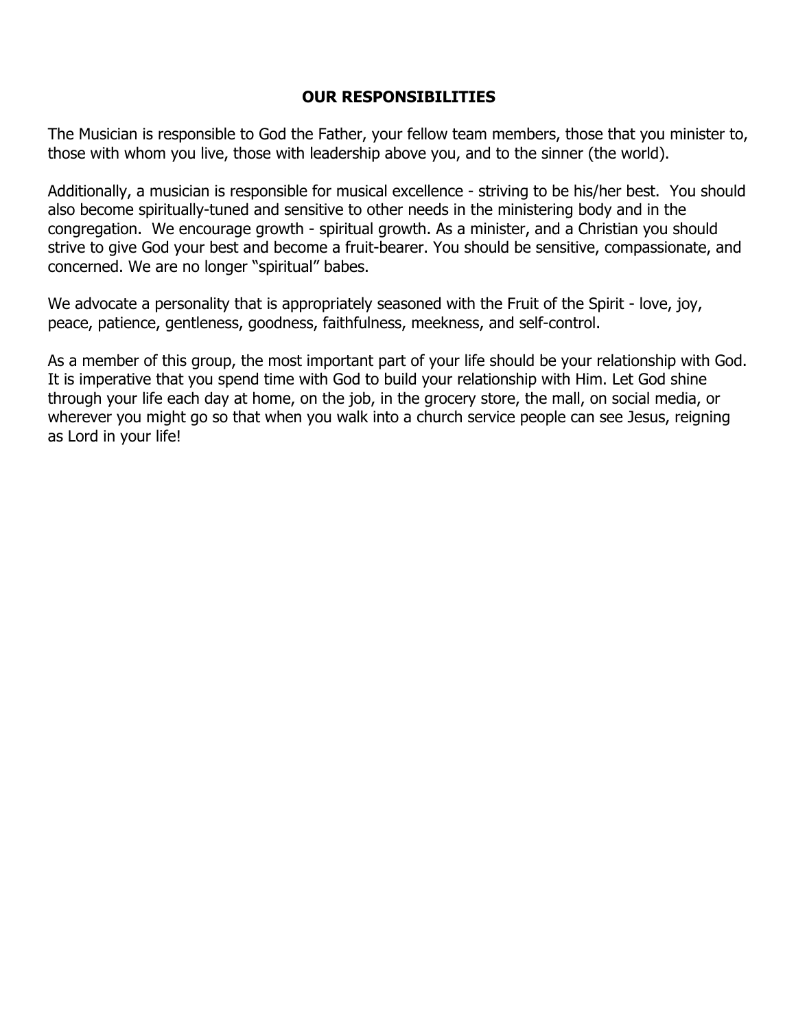## OUR RESPONSIBILITIES

The Musician is responsible to God the Father, your fellow team members, those that you minister to, those with whom you live, those with leadership above you, and to the sinner (the world).

Additionally, a musician is responsible for musical excellence - striving to be his/her best. You should also become spiritually-tuned and sensitive to other needs in the ministering body and in the congregation. We encourage growth - spiritual growth. As a minister, and a Christian you should strive to give God your best and become a fruit-bearer. You should be sensitive, compassionate, and concerned. We are no longer "spiritual" babes.

We advocate a personality that is appropriately seasoned with the Fruit of the Spirit - love, joy, peace, patience, gentleness, goodness, faithfulness, meekness, and self-control.

As a member of this group, the most important part of your life should be your relationship with God. It is imperative that you spend time with God to build your relationship with Him. Let God shine through your life each day at home, on the job, in the grocery store, the mall, on social media, or wherever you might go so that when you walk into a church service people can see Jesus, reigning as Lord in your life!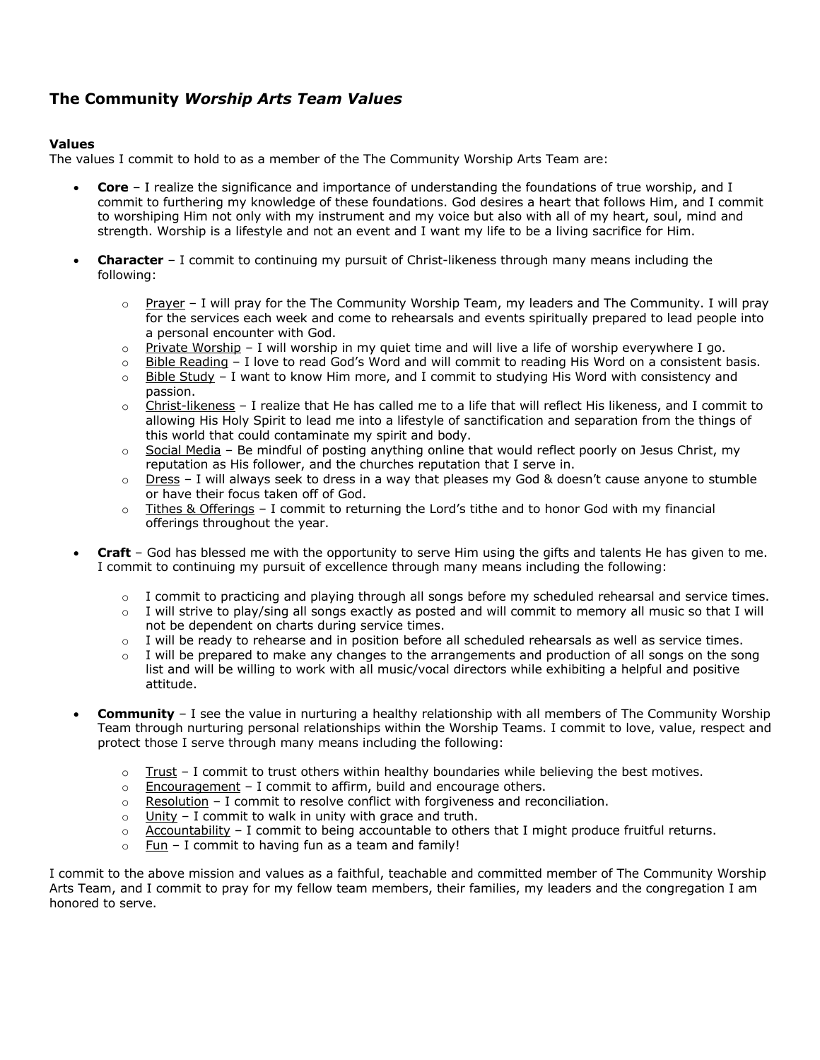## The Community *Worship Arts Team Values*

**Values**

The values I commit to hold to as a member of the The Community Worship Arts Team are:

- **Core** – I realize the significance and importance of understanding the foundations of true worship, and I commit to furthering my knowledge of these foundations. God desires a heart that follows Him, and I commit to worshiping Him not only with my instrument and my voice but also with all of my heart, soul, mind and strength. Worship is a lifestyle and not an event and I want my life to be a living sacrifice for Him.

- **Character** – I commit to continuing my pursuit of Christ-likeness through many means including the following:
  - <u>Prayer</u> – I will pray for the The Community Worship Team, my leaders and The Community. I will pray for the services each week and come to rehearsals and events spiritually prepared to lead people into a personal encounter with God.
  - <u>Private Worship</u> – I will worship in my quiet time and will live a life of worship everywhere I go.
  - <u>Bible Reading</u> – I love to read God's Word and will commit to reading His Word on a consistent basis.
  - <u>Bible Study</u> – I want to know Him more, and I commit to studying His Word with consistency and passion.
  - <u>Christ-likeness</u> – I realize that He has called me to a life that will reflect His likeness, and I commit to allowing His Holy Spirit to lead me into a lifestyle of sanctification and separation from the things of this world that could contaminate my spirit and body.
  - <u>Social Media</u> – Be mindful of posting anything online that would reflect poorly on Jesus Christ, my reputation as His follower, and the churches reputation that I serve in.
  - <u>Dress</u> – I will always seek to dress in a way that pleases my God & doesn't cause anyone to stumble or have their focus taken off of God.
  - <u>Tithes & Offerings</u> – I commit to returning the Lord's tithe and to honor God with my financial offerings throughout the year.

- **Craft** – God has blessed me with the opportunity to serve Him using the gifts and talents He has given to me. I commit to continuing my pursuit of excellence through many means including the following:
  - I commit to practicing and playing through all songs before my scheduled rehearsal and service times.
  - I will strive to play/sing all songs exactly as posted and will commit to memory all music so that I will not be dependent on charts during service times.
  - I will be ready to rehearse and in position before all scheduled rehearsals as well as service times.
  - I will be prepared to make any changes to the arrangements and production of all songs on the song list and will be willing to work with all music/vocal directors while exhibiting a helpful and positive attitude.

- **Community** – I see the value in nurturing a healthy relationship with all members of The Community Worship Team through nurturing personal relationships within the Worship Teams. I commit to love, value, respect and protect those I serve through many means including the following:
  - <u>Trust</u> – I commit to trust others within healthy boundaries while believing the best motives.
  - <u>Encouragement</u> – I commit to affirm, build and encourage others.
  - <u>Resolution</u> – I commit to resolve conflict with forgiveness and reconciliation.
  - <u>Unity</u> – I commit to walk in unity with grace and truth.
  - <u>Accountability</u> – I commit to being accountable to others that I might produce fruitful returns.
  - <u>Fun</u> – I commit to having fun as a team and family!

I commit to the above mission and values as a faithful, teachable and committed member of The Community Worship Arts Team, and I commit to pray for my fellow team members, their families, my leaders and the congregation I am honored to serve.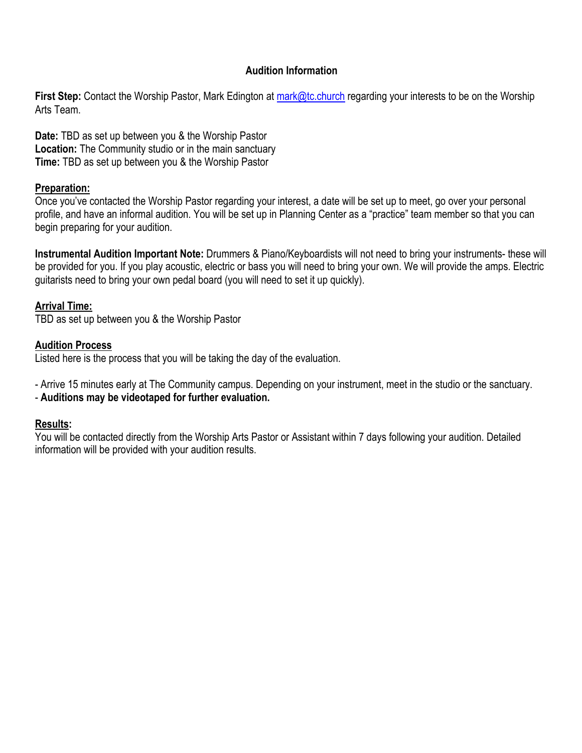## Audition Information

**First Step:** Contact the Worship Pastor, Mark Edington at [mark@tc.church](mailto:mark@tc.church) regarding your interests to be on the Worship Arts Team.

**Date:** TBD as set up between you & the Worship Pastor
**Location:** The Community studio or in the main sanctuary
**Time:** TBD as set up between you & the Worship Pastor

**Preparation:**
Once you've contacted the Worship Pastor regarding your interest, a date will be set up to meet, go over your personal profile, and have an informal audition. You will be set up in Planning Center as a "practice" team member so that you can begin preparing for your audition.

**Instrumental Audition Important Note:** Drummers & Piano/Keyboardists will not need to bring your instruments- these will be provided for you. If you play acoustic, electric or bass you will need to bring your own. We will provide the amps. Electric guitarists need to bring your own pedal board (you will need to set it up quickly).

**Arrival Time:**
TBD as set up between you & the Worship Pastor

**Audition Process**
Listed here is the process that you will be taking the day of the evaluation.

- Arrive 15 minutes early at The Community campus. Depending on your instrument, meet in the studio or the sanctuary.
- **Auditions may be videotaped for further evaluation.**

**Results:**
You will be contacted directly from the Worship Arts Pastor or Assistant within 7 days following your audition. Detailed information will be provided with your audition results.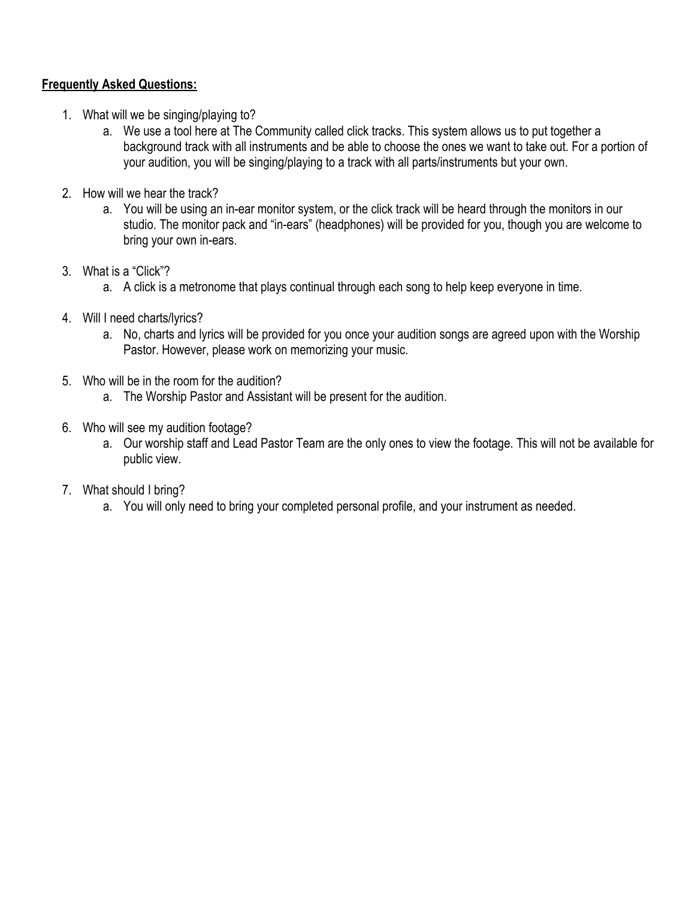**Frequently Asked Questions:**

1. What will we be singing/playing to?
    a. We use a tool here at The Community called click tracks. This system allows us to put together a background track with all instruments and be able to choose the ones we want to take out. For a portion of your audition, you will be singing/playing to a track with all parts/instruments but your own.

2. How will we hear the track?
    a. You will be using an in-ear monitor system, or the click track will be heard through the monitors in our studio. The monitor pack and "in-ears" (headphones) will be provided for you, though you are welcome to bring your own in-ears.

3. What is a "Click"?
    a. A click is a metronome that plays continual through each song to help keep everyone in time.

4. Will I need charts/lyrics?
    a. No, charts and lyrics will be provided for you once your audition songs are agreed upon with the Worship Pastor. However, please work on memorizing your music.

5. Who will be in the room for the audition?
    a. The Worship Pastor and Assistant will be present for the audition.

6. Who will see my audition footage?
    a. Our worship staff and Lead Pastor Team are the only ones to view the footage. This will not be available for public view.

7. What should I bring?
    a. You will only need to bring your completed personal profile, and your instrument as needed.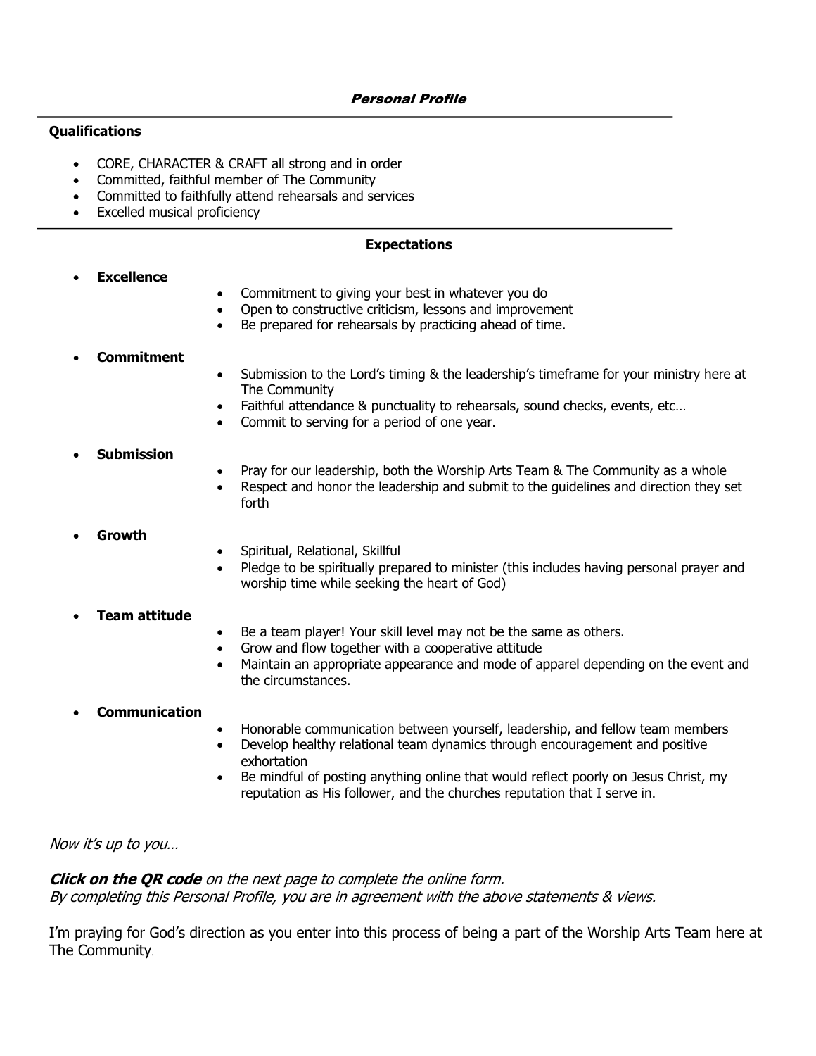***Personal Profile***

---

**Qualifications**

- CORE, CHARACTER & CRAFT all strong and in order
- Committed, faithful member of The Community
- Committed to faithfully attend rehearsals and services
- Excelled musical proficiency

---

**Expectations**

- **Excellence**
  - Commitment to giving your best in whatever you do
  - Open to constructive criticism, lessons and improvement
  - Be prepared for rehearsals by practicing ahead of time.
- **Commitment**
  - Submission to the Lord's timing & the leadership's timeframe for your ministry here at The Community
  - Faithful attendance & punctuality to rehearsals, sound checks, events, etc…
  - Commit to serving for a period of one year.
- **Submission**
  - Pray for our leadership, both the Worship Arts Team & The Community as a whole
  - Respect and honor the leadership and submit to the guidelines and direction they set forth
- **Growth**
  - Spiritual, Relational, Skillful
  - Pledge to be spiritually prepared to minister (this includes having personal prayer and worship time while seeking the heart of God)
- **Team attitude**
  - Be a team player! Your skill level may not be the same as others.
  - Grow and flow together with a cooperative attitude
  - Maintain an appropriate appearance and mode of apparel depending on the event and the circumstances.
- **Communication**
  - Honorable communication between yourself, leadership, and fellow team members
  - Develop healthy relational team dynamics through encouragement and positive exhortation
  - Be mindful of posting anything online that would reflect poorly on Jesus Christ, my reputation as His follower, and the churches reputation that I serve in.

*Now it's up to you…*

***Click on the QR code** on the next page to complete the online form.*
*By completing this Personal Profile, you are in agreement with the above statements & views.*

I'm praying for God's direction as you enter into this process of being a part of the Worship Arts Team here at The Community.